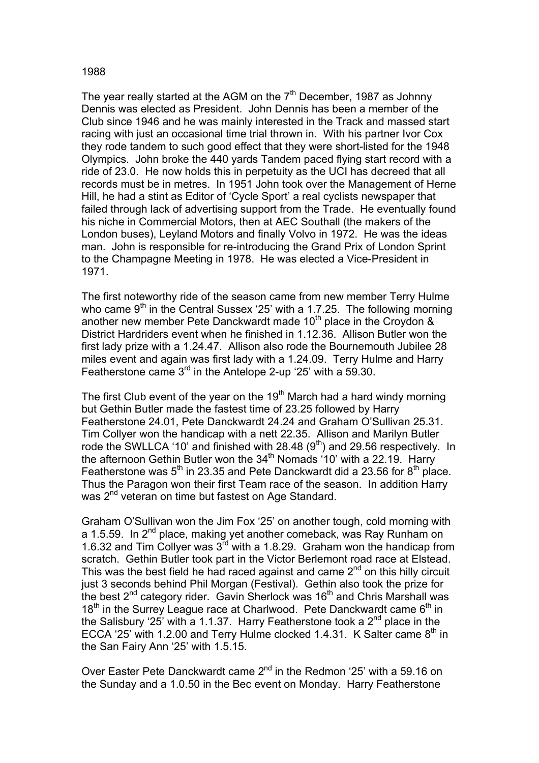1988

The year really started at the AGM on the 7th December, 1987 as Johnny Dennis was elected as President. John Dennis has been a member of the Club since 1946 and he was mainly interested in the Track and massed start racing with just an occasional time trial thrown in. With his partner Ivor Cox they rode tandem to such good effect that they were short-listed for the 1948 Olympics. John broke the 440 yards Tandem paced flying start record with a ride of 23.0. He now holds this in perpetuity as the UCI has decreed that all records must be in metres. In 1951 John took over the Management of Herne Hill, he had a stint as Editor of 'Cycle Sport' a real cyclists newspaper that failed through lack of advertising support from the Trade. He eventually found his niche in Commercial Motors, then at AEC Southall (the makers of the London buses), Leyland Motors and finally Volvo in 1972. He was the ideas man. John is responsible for re-introducing the Grand Prix of London Sprint to the Champagne Meeting in 1978. He was elected a Vice-President in 1971.

The first noteworthy ride of the season came from new member Terry Hulme who came 9th in the Central Sussex '25' with a 1.7.25. The following morning another new member Pete Danckwardt made 10th place in the Croydon & District Hardriders event when he finished in 1.12.36. Allison Butler won the first lady prize with a 1.24.47. Allison also rode the Bournemouth Jubilee 28 miles event and again was first lady with a 1.24.09. Terry Hulme and Harry Featherstone came 3rd in the Antelope 2-up '25' with a 59.30.

The first Club event of the year on the 19th March had a hard windy morning but Gethin Butler made the fastest time of 23.25 followed by Harry Featherstone 24.01, Pete Danckwardt 24.24 and Graham O'Sullivan 25.31. Tim Collyer won the handicap with a nett 22.35. Allison and Marilyn Butler rode the SWLLCA '10' and finished with 28.48 (9th) and 29.56 respectively. In the afternoon Gethin Butler won the 34th Nomads '10' with a 22.19. Harry Featherstone was 5th in 23.35 and Pete Danckwardt did a 23.56 for 8th place. Thus the Paragon won their first Team race of the season. In addition Harry was 2nd veteran on time but fastest on Age Standard.

Graham O'Sullivan won the Jim Fox '25' on another tough, cold morning with a 1.5.59. In 2nd place, making yet another comeback, was Ray Runham on 1.6.32 and Tim Collyer was 3rd with a 1.8.29. Graham won the handicap from scratch. Gethin Butler took part in the Victor Berlemont road race at Elstead. This was the best field he had raced against and came 2nd on this hilly circuit just 3 seconds behind Phil Morgan (Festival). Gethin also took the prize for the best 2nd category rider. Gavin Sherlock was 16th and Chris Marshall was 18th in the Surrey League race at Charlwood. Pete Danckwardt came 6th in the Salisbury '25' with a 1.1.37. Harry Featherstone took a 2nd place in the ECCA '25' with 1.2.00 and Terry Hulme clocked 1.4.31. K Salter came 8th in the San Fairy Ann '25' with 1.5.15.

Over Easter Pete Danckwardt came 2nd in the Redmon '25' with a 59.16 on the Sunday and a 1.0.50 in the Bec event on Monday. Harry Featherstone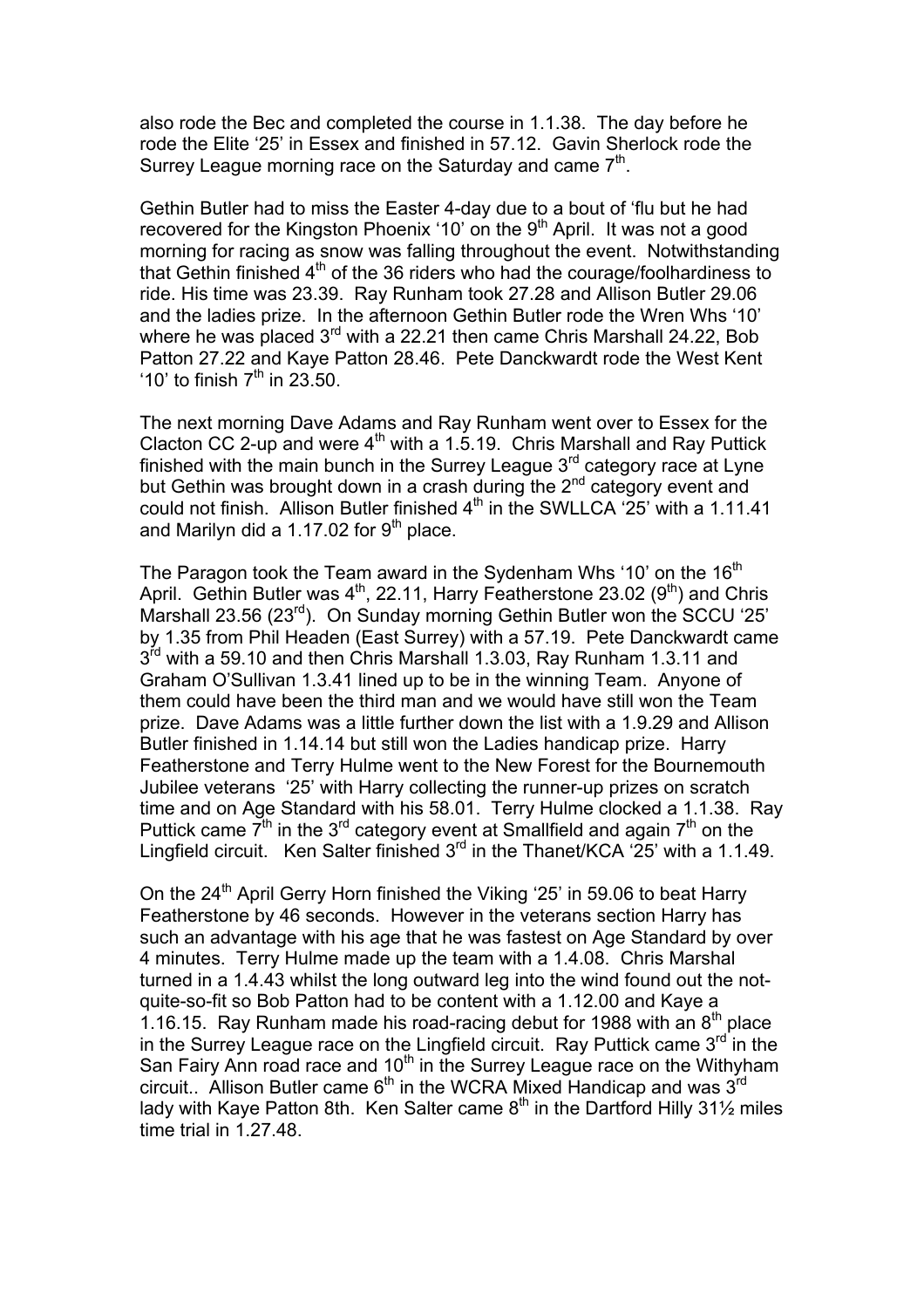also rode the Bec and completed the course in 1.1.38. The day before he rode the Elite '25' in Essex and finished in 57.12. Gavin Sherlock rode the Surrey League morning race on the Saturday and came 7th.

Gethin Butler had to miss the Easter 4-day due to a bout of 'flu but he had recovered for the Kingston Phoenix '10' on the 9th April. It was not a good morning for racing as snow was falling throughout the event. Notwithstanding that Gethin finished 4th of the 36 riders who had the courage/foolhardiness to ride. His time was 23.39. Ray Runham took 27.28 and Allison Butler 29.06 and the ladies prize. In the afternoon Gethin Butler rode the Wren Whs '10' where he was placed 3rd with a 22.21 then came Chris Marshall 24.22, Bob Patton 27.22 and Kaye Patton 28.46. Pete Danckwardt rode the West Kent '10' to finish 7th in 23.50.

The next morning Dave Adams and Ray Runham went over to Essex for the Clacton CC 2-up and were 4th with a 1.5.19. Chris Marshall and Ray Puttick finished with the main bunch in the Surrey League 3rd category race at Lyne but Gethin was brought down in a crash during the 2nd category event and could not finish. Allison Butler finished 4th in the SWLLCA '25' with a 1.11.41 and Marilyn did a 1.17.02 for 9th place.

The Paragon took the Team award in the Sydenham Whs '10' on the 16th April. Gethin Butler was 4th, 22.11, Harry Featherstone 23.02 (9th) and Chris Marshall 23.56 (23rd). On Sunday morning Gethin Butler won the SCCU '25' by 1.35 from Phil Headen (East Surrey) with a 57.19. Pete Danckwardt came 3rd with a 59.10 and then Chris Marshall 1.3.03, Ray Runham 1.3.11 and Graham O'Sullivan 1.3.41 lined up to be in the winning Team. Anyone of them could have been the third man and we would have still won the Team prize. Dave Adams was a little further down the list with a 1.9.29 and Allison Butler finished in 1.14.14 but still won the Ladies handicap prize. Harry Featherstone and Terry Hulme went to the New Forest for the Bournemouth Jubilee veterans '25' with Harry collecting the runner-up prizes on scratch time and on Age Standard with his 58.01. Terry Hulme clocked a 1.1.38. Ray Puttick came 7th in the 3rd category event at Smallfield and again 7th on the Lingfield circuit. Ken Salter finished 3rd in the Thanet/KCA '25' with a 1.1.49.

On the 24th April Gerry Horn finished the Viking '25' in 59.06 to beat Harry Featherstone by 46 seconds. However in the veterans section Harry has such an advantage with his age that he was fastest on Age Standard by over 4 minutes. Terry Hulme made up the team with a 1.4.08. Chris Marshal turned in a 1.4.43 whilst the long outward leg into the wind found out the not-quite-so-fit so Bob Patton had to be content with a 1.12.00 and Kaye a 1.16.15. Ray Runham made his road-racing debut for 1988 with an 8th place in the Surrey League race on the Lingfield circuit. Ray Puttick came 3rd in the San Fairy Ann road race and 10th in the Surrey League race on the Withyham circuit.. Allison Butler came 6th in the WCRA Mixed Handicap and was 3rd lady with Kaye Patton 8th. Ken Salter came 8th in the Dartford Hilly 31½ miles time trial in 1.27.48.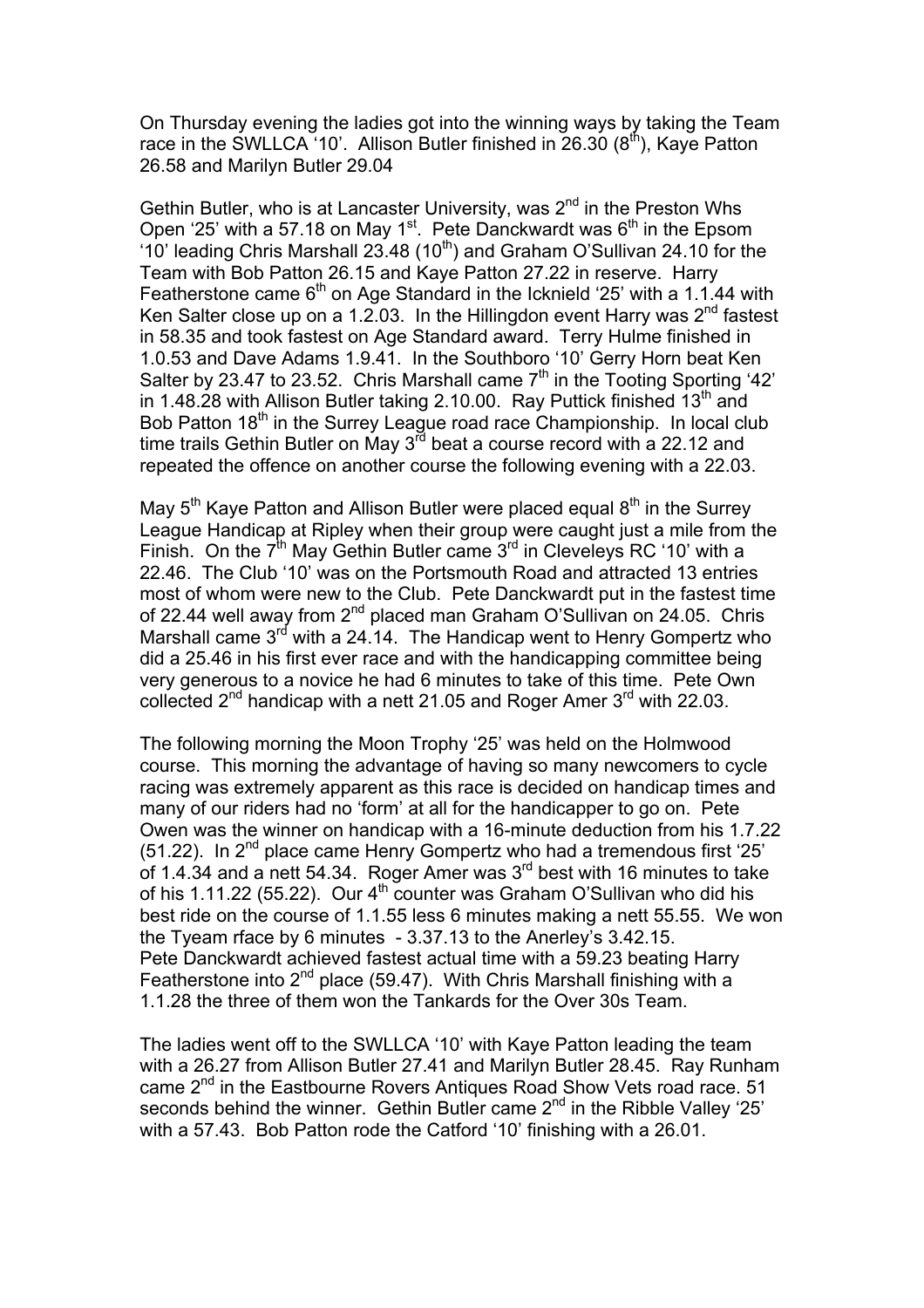On Thursday evening the ladies got into the winning ways by taking the Team race in the SWLLCA '10'. Allison Butler finished in 26.30 (8th), Kaye Patton 26.58 and Marilyn Butler 29.04

Gethin Butler, who is at Lancaster University, was 2nd in the Preston Whs Open '25' with a 57.18 on May 1st. Pete Danckwardt was 6th in the Epsom '10' leading Chris Marshall 23.48 (10th) and Graham O'Sullivan 24.10 for the Team with Bob Patton 26.15 and Kaye Patton 27.22 in reserve. Harry Featherstone came 6th on Age Standard in the Icknield '25' with a 1.1.44 with Ken Salter close up on a 1.2.03. In the Hillingdon event Harry was 2nd fastest in 58.35 and took fastest on Age Standard award. Terry Hulme finished in 1.0.53 and Dave Adams 1.9.41. In the Southboro '10' Gerry Horn beat Ken Salter by 23.47 to 23.52. Chris Marshall came 7th in the Tooting Sporting '42' in 1.48.28 with Allison Butler taking 2.10.00. Ray Puttick finished 13th and Bob Patton 18th in the Surrey League road race Championship. In local club time trails Gethin Butler on May 3rd beat a course record with a 22.12 and repeated the offence on another course the following evening with a 22.03.

May 5th Kaye Patton and Allison Butler were placed equal 8th in the Surrey League Handicap at Ripley when their group were caught just a mile from the Finish. On the 7th May Gethin Butler came 3rd in Cleveleys RC '10' with a 22.46. The Club '10' was on the Portsmouth Road and attracted 13 entries most of whom were new to the Club. Pete Danckwardt put in the fastest time of 22.44 well away from 2nd placed man Graham O'Sullivan on 24.05. Chris Marshall came 3rd with a 24.14. The Handicap went to Henry Gompertz who did a 25.46 in his first ever race and with the handicapping committee being very generous to a novice he had 6 minutes to take of this time. Pete Own collected 2nd handicap with a nett 21.05 and Roger Amer 3rd with 22.03.

The following morning the Moon Trophy '25' was held on the Holmwood course. This morning the advantage of having so many newcomers to cycle racing was extremely apparent as this race is decided on handicap times and many of our riders had no 'form' at all for the handicapper to go on. Pete Owen was the winner on handicap with a 16-minute deduction from his 1.7.22 (51.22). In 2nd place came Henry Gompertz who had a tremendous first '25' of 1.4.34 and a nett 54.34. Roger Amer was 3rd best with 16 minutes to take of his 1.11.22 (55.22). Our 4th counter was Graham O'Sullivan who did his best ride on the course of 1.1.55 less 6 minutes making a nett 55.55. We won the Tyeam rface by 6 minutes - 3.37.13 to the Anerley's 3.42.15.
Pete Danckwardt achieved fastest actual time with a 59.23 beating Harry Featherstone into 2nd place (59.47). With Chris Marshall finishing with a 1.1.28 the three of them won the Tankards for the Over 30s Team.

The ladies went off to the SWLLCA '10' with Kaye Patton leading the team with a 26.27 from Allison Butler 27.41 and Marilyn Butler 28.45. Ray Runham came 2nd in the Eastbourne Rovers Antiques Road Show Vets road race. 51 seconds behind the winner. Gethin Butler came 2nd in the Ribble Valley '25' with a 57.43. Bob Patton rode the Catford '10' finishing with a 26.01.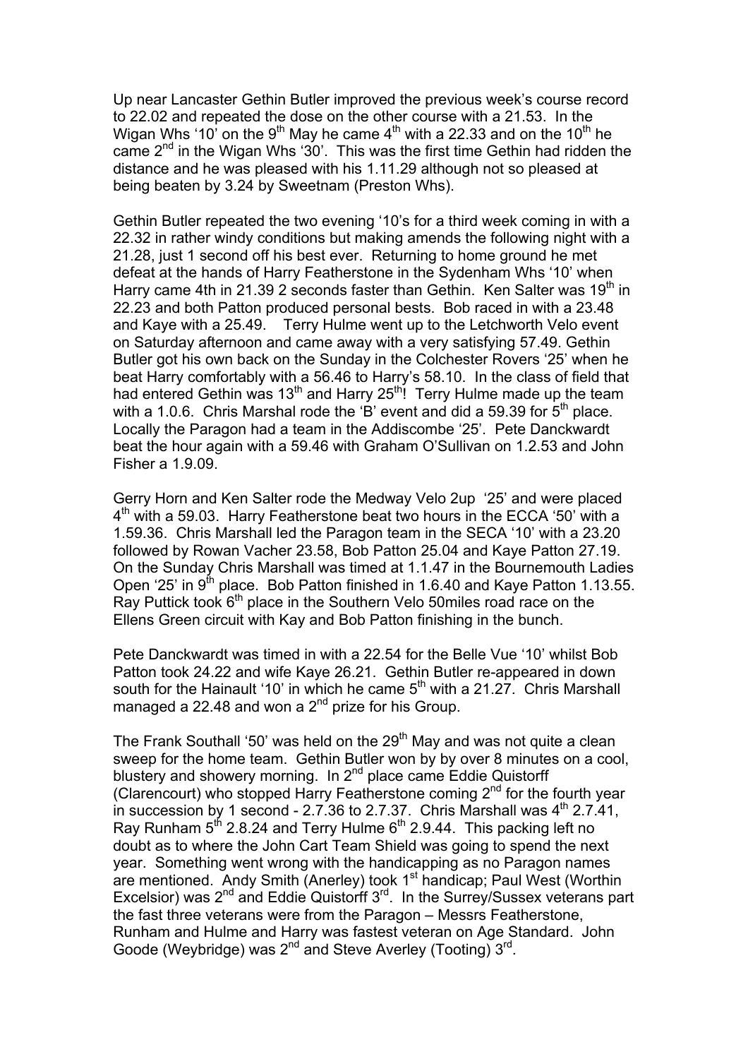Up near Lancaster Gethin Butler improved the previous week's course record to 22.02 and repeated the dose on the other course with a 21.53. In the Wigan Whs '10' on the 9th May he came 4th with a 22.33 and on the 10th he came 2nd in the Wigan Whs '30'. This was the first time Gethin had ridden the distance and he was pleased with his 1.11.29 although not so pleased at being beaten by 3.24 by Sweetnam (Preston Whs).

Gethin Butler repeated the two evening '10's for a third week coming in with a 22.32 in rather windy conditions but making amends the following night with a 21.28, just 1 second off his best ever. Returning to home ground he met defeat at the hands of Harry Featherstone in the Sydenham Whs '10' when Harry came 4th in 21.39 2 seconds faster than Gethin. Ken Salter was 19th in 22.23 and both Patton produced personal bests. Bob raced in with a 23.48 and Kaye with a 25.49. Terry Hulme went up to the Letchworth Velo event on Saturday afternoon and came away with a very satisfying 57.49. Gethin Butler got his own back on the Sunday in the Colchester Rovers '25' when he beat Harry comfortably with a 56.46 to Harry's 58.10. In the class of field that had entered Gethin was 13th and Harry 25th! Terry Hulme made up the team with a 1.0.6. Chris Marshal rode the 'B' event and did a 59.39 for 5th place. Locally the Paragon had a team in the Addiscombe '25'. Pete Danckwardt beat the hour again with a 59.46 with Graham O'Sullivan on 1.2.53 and John Fisher a 1.9.09.

Gerry Horn and Ken Salter rode the Medway Velo 2up '25' and were placed 4th with a 59.03. Harry Featherstone beat two hours in the ECCA '50' with a 1.59.36. Chris Marshall led the Paragon team in the SECA '10' with a 23.20 followed by Rowan Vacher 23.58, Bob Patton 25.04 and Kaye Patton 27.19. On the Sunday Chris Marshall was timed at 1.1.47 in the Bournemouth Ladies Open '25' in 9th place. Bob Patton finished in 1.6.40 and Kaye Patton 1.13.55. Ray Puttick took 6th place in the Southern Velo 50miles road race on the Ellens Green circuit with Kay and Bob Patton finishing in the bunch.

Pete Danckwardt was timed in with a 22.54 for the Belle Vue '10' whilst Bob Patton took 24.22 and wife Kaye 26.21. Gethin Butler re-appeared in down south for the Hainault '10' in which he came 5th with a 21.27. Chris Marshall managed a 22.48 and won a 2nd prize for his Group.

The Frank Southall '50' was held on the 29th May and was not quite a clean sweep for the home team. Gethin Butler won by by over 8 minutes on a cool, blustery and showery morning. In 2nd place came Eddie Quistorff (Clarencourt) who stopped Harry Featherstone coming 2nd for the fourth year in succession by 1 second - 2.7.36 to 2.7.37. Chris Marshall was 4th 2.7.41, Ray Runham 5th 2.8.24 and Terry Hulme 6th 2.9.44. This packing left no doubt as to where the John Cart Team Shield was going to spend the next year. Something went wrong with the handicapping as no Paragon names are mentioned. Andy Smith (Anerley) took 1st handicap; Paul West (Worthin Excelsior) was 2nd and Eddie Quistorff 3rd. In the Surrey/Sussex veterans part the fast three veterans were from the Paragon – Messrs Featherstone, Runham and Hulme and Harry was fastest veteran on Age Standard. John Goode (Weybridge) was 2nd and Steve Averley (Tooting) 3rd.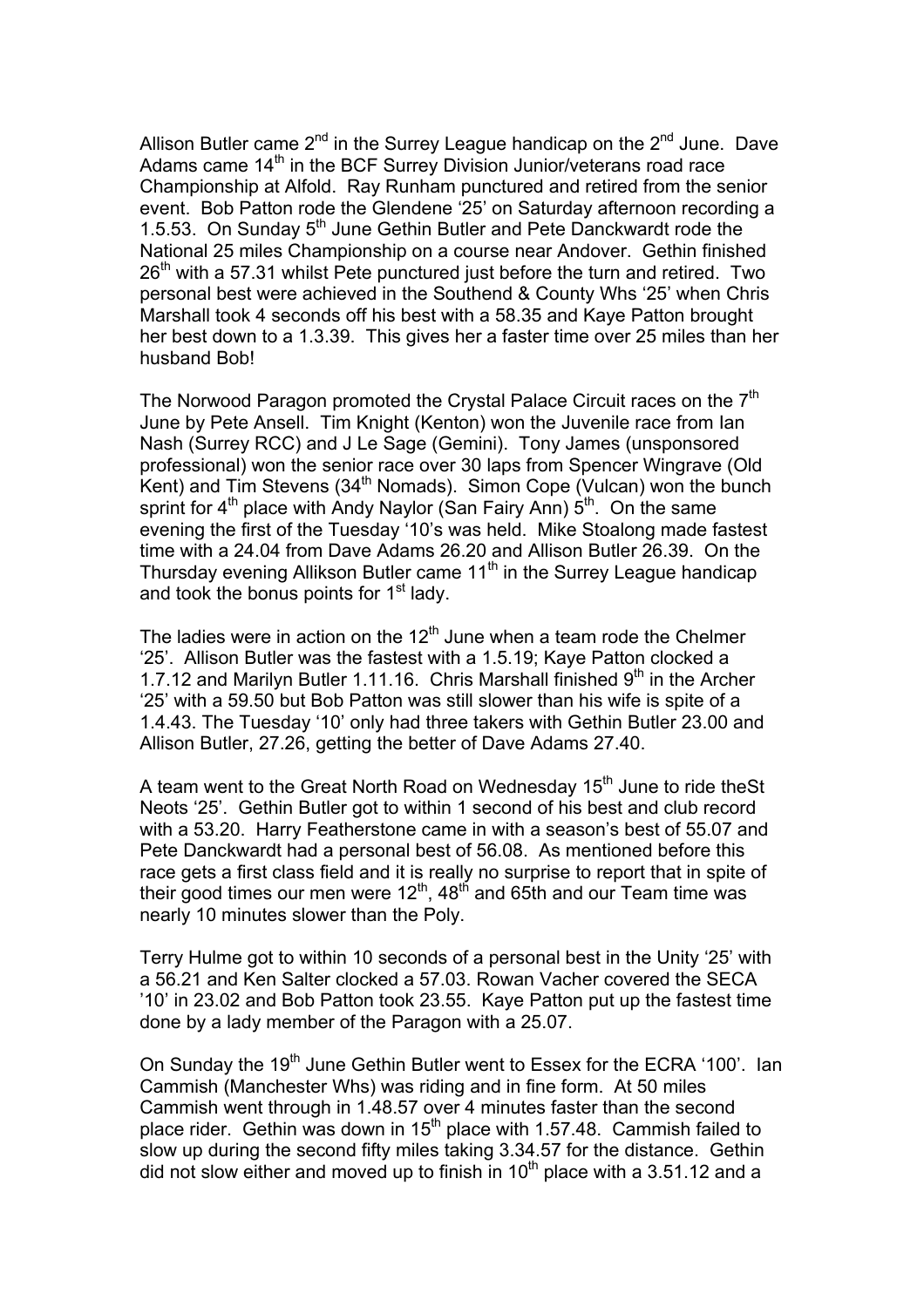Allison Butler came 2nd in the Surrey League handicap on the 2nd June. Dave Adams came 14th in the BCF Surrey Division Junior/veterans road race Championship at Alfold. Ray Runham punctured and retired from the senior event. Bob Patton rode the Glendene '25' on Saturday afternoon recording a 1.5.53. On Sunday 5th June Gethin Butler and Pete Danckwardt rode the National 25 miles Championship on a course near Andover. Gethin finished 26th with a 57.31 whilst Pete punctured just before the turn and retired. Two personal best were achieved in the Southend & County Whs '25' when Chris Marshall took 4 seconds off his best with a 58.35 and Kaye Patton brought her best down to a 1.3.39. This gives her a faster time over 25 miles than her husband Bob!

The Norwood Paragon promoted the Crystal Palace Circuit races on the 7th June by Pete Ansell. Tim Knight (Kenton) won the Juvenile race from Ian Nash (Surrey RCC) and J Le Sage (Gemini). Tony James (unsponsored professional) won the senior race over 30 laps from Spencer Wingrave (Old Kent) and Tim Stevens (34th Nomads). Simon Cope (Vulcan) won the bunch sprint for 4th place with Andy Naylor (San Fairy Ann) 5th. On the same evening the first of the Tuesday '10's was held. Mike Stoalong made fastest time with a 24.04 from Dave Adams 26.20 and Allison Butler 26.39. On the Thursday evening Allikson Butler came 11th in the Surrey League handicap and took the bonus points for 1st lady.

The ladies were in action on the 12th June when a team rode the Chelmer '25'. Allison Butler was the fastest with a 1.5.19; Kaye Patton clocked a 1.7.12 and Marilyn Butler 1.11.16. Chris Marshall finished 9th in the Archer '25' with a 59.50 but Bob Patton was still slower than his wife is spite of a 1.4.43. The Tuesday '10' only had three takers with Gethin Butler 23.00 and Allison Butler, 27.26, getting the better of Dave Adams 27.40.

A team went to the Great North Road on Wednesday 15th June to ride theSt Neots '25'. Gethin Butler got to within 1 second of his best and club record with a 53.20. Harry Featherstone came in with a season's best of 55.07 and Pete Danckwardt had a personal best of 56.08. As mentioned before this race gets a first class field and it is really no surprise to report that in spite of their good times our men were 12th, 48th and 65th and our Team time was nearly 10 minutes slower than the Poly.

Terry Hulme got to within 10 seconds of a personal best in the Unity '25' with a 56.21 and Ken Salter clocked a 57.03. Rowan Vacher covered the SECA '10' in 23.02 and Bob Patton took 23.55. Kaye Patton put up the fastest time done by a lady member of the Paragon with a 25.07.

On Sunday the 19th June Gethin Butler went to Essex for the ECRA '100'. Ian Cammish (Manchester Whs) was riding and in fine form. At 50 miles Cammish went through in 1.48.57 over 4 minutes faster than the second place rider. Gethin was down in 15th place with 1.57.48. Cammish failed to slow up during the second fifty miles taking 3.34.57 for the distance. Gethin did not slow either and moved up to finish in 10th place with a 3.51.12 and a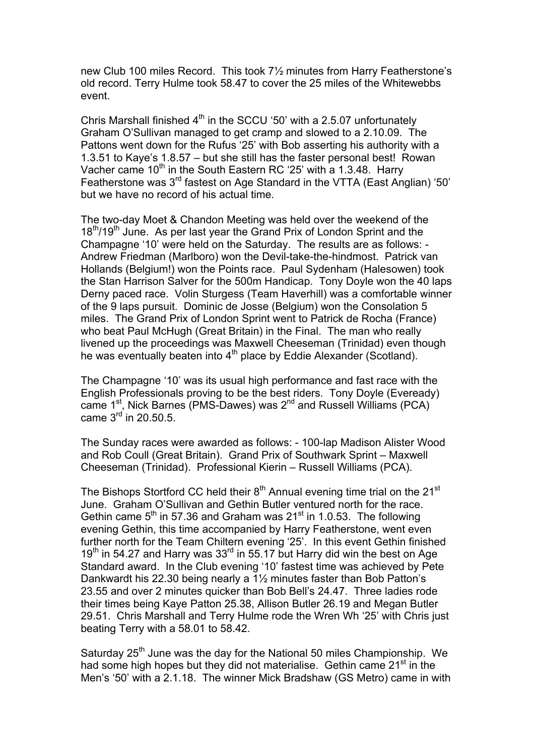new Club 100 miles Record. This took 7½ minutes from Harry Featherstone's old record. Terry Hulme took 58.47 to cover the 25 miles of the Whitewebbs event.

Chris Marshall finished 4th in the SCCU '50' with a 2.5.07 unfortunately Graham O'Sullivan managed to get cramp and slowed to a 2.10.09. The Pattons went down for the Rufus '25' with Bob asserting his authority with a 1.3.51 to Kaye's 1.8.57 – but she still has the faster personal best! Rowan Vacher came 10th in the South Eastern RC '25' with a 1.3.48. Harry Featherstone was 3rd fastest on Age Standard in the VTTA (East Anglian) '50' but we have no record of his actual time.

The two-day Moet & Chandon Meeting was held over the weekend of the 18th/19th June. As per last year the Grand Prix of London Sprint and the Champagne '10' were held on the Saturday. The results are as follows: - Andrew Friedman (Marlboro) won the Devil-take-the-hindmost. Patrick van Hollands (Belgium!) won the Points race. Paul Sydenham (Halesowen) took the Stan Harrison Salver for the 500m Handicap. Tony Doyle won the 40 laps Derny paced race. Volin Sturgess (Team Haverhill) was a comfortable winner of the 9 laps pursuit. Dominic de Josse (Belgium) won the Consolation 5 miles. The Grand Prix of London Sprint went to Patrick de Rocha (France) who beat Paul McHugh (Great Britain) in the Final. The man who really livened up the proceedings was Maxwell Cheeseman (Trinidad) even though he was eventually beaten into 4th place by Eddie Alexander (Scotland).

The Champagne '10' was its usual high performance and fast race with the English Professionals proving to be the best riders. Tony Doyle (Eveready) came 1st, Nick Barnes (PMS-Dawes) was 2nd and Russell Williams (PCA) came 3rd in 20.50.5.

The Sunday races were awarded as follows: - 100-lap Madison Alister Wood and Rob Coull (Great Britain). Grand Prix of Southwark Sprint – Maxwell Cheeseman (Trinidad). Professional Kierin – Russell Williams (PCA).

The Bishops Stortford CC held their 8th Annual evening time trial on the 21st June. Graham O'Sullivan and Gethin Butler ventured north for the race. Gethin came 5th in 57.36 and Graham was 21st in 1.0.53. The following evening Gethin, this time accompanied by Harry Featherstone, went even further north for the Team Chiltern evening '25'. In this event Gethin finished 19th in 54.27 and Harry was 33rd in 55.17 but Harry did win the best on Age Standard award. In the Club evening '10' fastest time was achieved by Pete Dankwardt his 22.30 being nearly a 1½ minutes faster than Bob Patton's 23.55 and over 2 minutes quicker than Bob Bell's 24.47. Three ladies rode their times being Kaye Patton 25.38, Allison Butler 26.19 and Megan Butler 29.51. Chris Marshall and Terry Hulme rode the Wren Wh '25' with Chris just beating Terry with a 58.01 to 58.42.

Saturday 25th June was the day for the National 50 miles Championship. We had some high hopes but they did not materialise. Gethin came 21st in the Men's '50' with a 2.1.18. The winner Mick Bradshaw (GS Metro) came in with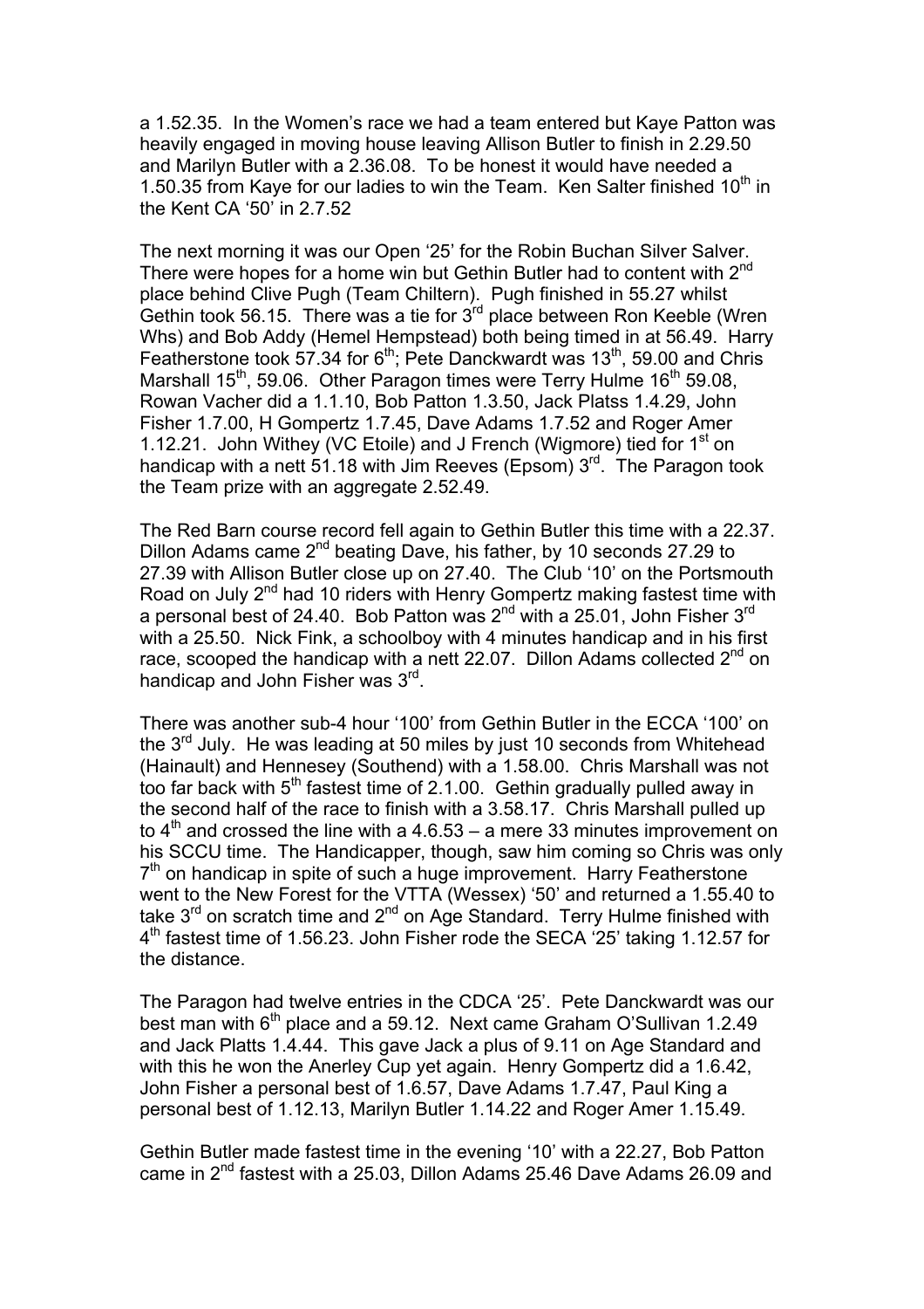a 1.52.35. In the Women's race we had a team entered but Kaye Patton was heavily engaged in moving house leaving Allison Butler to finish in 2.29.50 and Marilyn Butler with a 2.36.08. To be honest it would have needed a 1.50.35 from Kaye for our ladies to win the Team. Ken Salter finished 10th in the Kent CA '50' in 2.7.52

The next morning it was our Open '25' for the Robin Buchan Silver Salver. There were hopes for a home win but Gethin Butler had to content with 2nd place behind Clive Pugh (Team Chiltern). Pugh finished in 55.27 whilst Gethin took 56.15. There was a tie for 3rd place between Ron Keeble (Wren Whs) and Bob Addy (Hemel Hempstead) both being timed in at 56.49. Harry Featherstone took 57.34 for 6th; Pete Danckwardt was 13th, 59.00 and Chris Marshall 15th, 59.06. Other Paragon times were Terry Hulme 16th 59.08, Rowan Vacher did a 1.1.10, Bob Patton 1.3.50, Jack Platss 1.4.29, John Fisher 1.7.00, H Gompertz 1.7.45, Dave Adams 1.7.52 and Roger Amer 1.12.21. John Withey (VC Etoile) and J French (Wigmore) tied for 1st on handicap with a nett 51.18 with Jim Reeves (Epsom) 3rd. The Paragon took the Team prize with an aggregate 2.52.49.

The Red Barn course record fell again to Gethin Butler this time with a 22.37. Dillon Adams came 2nd beating Dave, his father, by 10 seconds 27.29 to 27.39 with Allison Butler close up on 27.40. The Club '10' on the Portsmouth Road on July 2nd had 10 riders with Henry Gompertz making fastest time with a personal best of 24.40. Bob Patton was 2nd with a 25.01, John Fisher 3rd with a 25.50. Nick Fink, a schoolboy with 4 minutes handicap and in his first race, scooped the handicap with a nett 22.07. Dillon Adams collected 2nd on handicap and John Fisher was 3rd.

There was another sub-4 hour '100' from Gethin Butler in the ECCA '100' on the 3rd July. He was leading at 50 miles by just 10 seconds from Whitehead (Hainault) and Hennesey (Southend) with a 1.58.00. Chris Marshall was not too far back with 5th fastest time of 2.1.00. Gethin gradually pulled away in the second half of the race to finish with a 3.58.17. Chris Marshall pulled up to 4th and crossed the line with a 4.6.53 – a mere 33 minutes improvement on his SCCU time. The Handicapper, though, saw him coming so Chris was only 7th on handicap in spite of such a huge improvement. Harry Featherstone went to the New Forest for the VTTA (Wessex) '50' and returned a 1.55.40 to take 3rd on scratch time and 2nd on Age Standard. Terry Hulme finished with 4th fastest time of 1.56.23. John Fisher rode the SECA '25' taking 1.12.57 for the distance.

The Paragon had twelve entries in the CDCA '25'. Pete Danckwardt was our best man with 6th place and a 59.12. Next came Graham O'Sullivan 1.2.49 and Jack Platts 1.4.44. This gave Jack a plus of 9.11 on Age Standard and with this he won the Anerley Cup yet again. Henry Gompertz did a 1.6.42, John Fisher a personal best of 1.6.57, Dave Adams 1.7.47, Paul King a personal best of 1.12.13, Marilyn Butler 1.14.22 and Roger Amer 1.15.49.

Gethin Butler made fastest time in the evening '10' with a 22.27, Bob Patton came in 2nd fastest with a 25.03, Dillon Adams 25.46 Dave Adams 26.09 and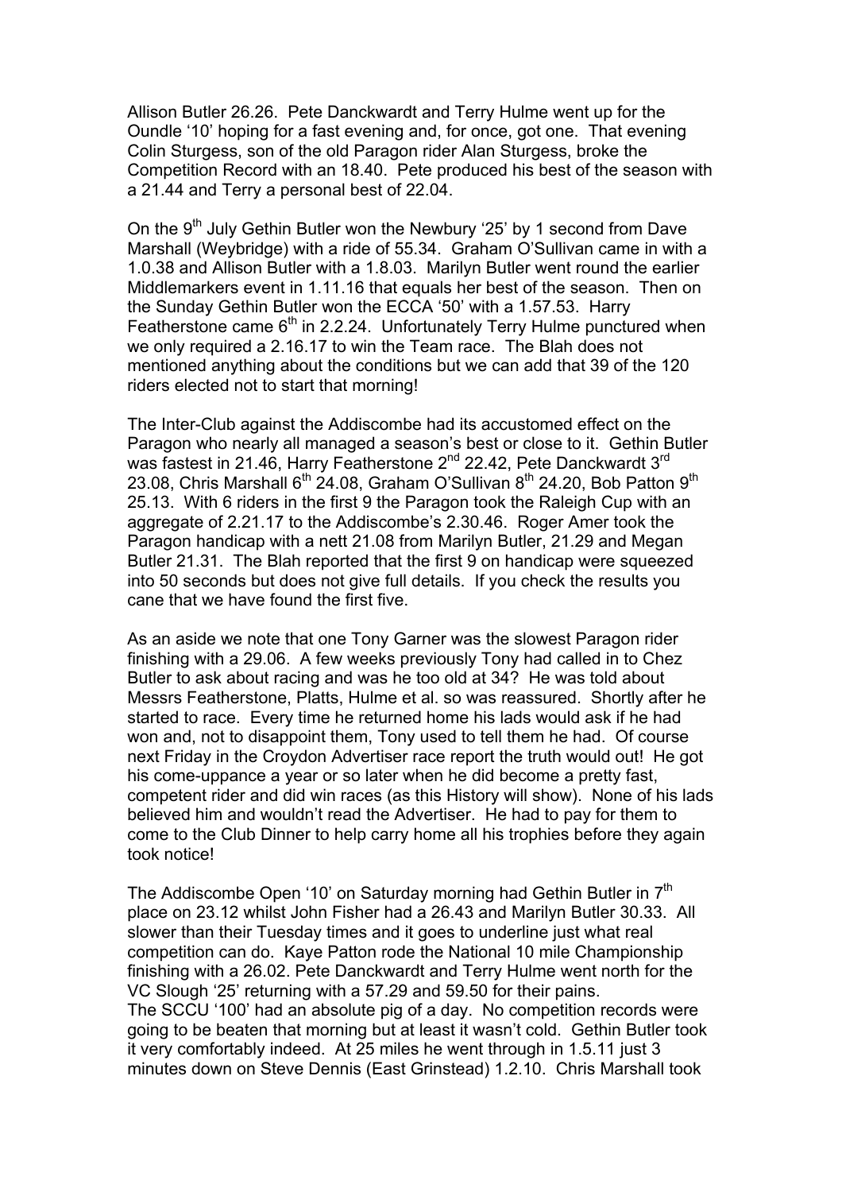Allison Butler 26.26. Pete Danckwardt and Terry Hulme went up for the Oundle '10' hoping for a fast evening and, for once, got one. That evening Colin Sturgess, son of the old Paragon rider Alan Sturgess, broke the Competition Record with an 18.40. Pete produced his best of the season with a 21.44 and Terry a personal best of 22.04.

On the 9th July Gethin Butler won the Newbury '25' by 1 second from Dave Marshall (Weybridge) with a ride of 55.34. Graham O'Sullivan came in with a 1.0.38 and Allison Butler with a 1.8.03. Marilyn Butler went round the earlier Middlemarkers event in 1.11.16 that equals her best of the season. Then on the Sunday Gethin Butler won the ECCA '50' with a 1.57.53. Harry Featherstone came 6th in 2.2.24. Unfortunately Terry Hulme punctured when we only required a 2.16.17 to win the Team race. The Blah does not mentioned anything about the conditions but we can add that 39 of the 120 riders elected not to start that morning!

The Inter-Club against the Addiscombe had its accustomed effect on the Paragon who nearly all managed a season's best or close to it. Gethin Butler was fastest in 21.46, Harry Featherstone 2nd 22.42, Pete Danckwardt 3rd 23.08, Chris Marshall 6th 24.08, Graham O'Sullivan 8th 24.20, Bob Patton 9th 25.13. With 6 riders in the first 9 the Paragon took the Raleigh Cup with an aggregate of 2.21.17 to the Addiscombe's 2.30.46. Roger Amer took the Paragon handicap with a nett 21.08 from Marilyn Butler, 21.29 and Megan Butler 21.31. The Blah reported that the first 9 on handicap were squeezed into 50 seconds but does not give full details. If you check the results you cane that we have found the first five.

As an aside we note that one Tony Garner was the slowest Paragon rider finishing with a 29.06. A few weeks previously Tony had called in to Chez Butler to ask about racing and was he too old at 34? He was told about Messrs Featherstone, Platts, Hulme et al. so was reassured. Shortly after he started to race. Every time he returned home his lads would ask if he had won and, not to disappoint them, Tony used to tell them he had. Of course next Friday in the Croydon Advertiser race report the truth would out! He got his come-uppance a year or so later when he did become a pretty fast, competent rider and did win races (as this History will show). None of his lads believed him and wouldn't read the Advertiser. He had to pay for them to come to the Club Dinner to help carry home all his trophies before they again took notice!

The Addiscombe Open '10' on Saturday morning had Gethin Butler in 7th place on 23.12 whilst John Fisher had a 26.43 and Marilyn Butler 30.33. All slower than their Tuesday times and it goes to underline just what real competition can do. Kaye Patton rode the National 10 mile Championship finishing with a 26.02. Pete Danckwardt and Terry Hulme went north for the VC Slough '25' returning with a 57.29 and 59.50 for their pains.
The SCCU '100' had an absolute pig of a day. No competition records were going to be beaten that morning but at least it wasn't cold. Gethin Butler took it very comfortably indeed. At 25 miles he went through in 1.5.11 just 3 minutes down on Steve Dennis (East Grinstead) 1.2.10. Chris Marshall took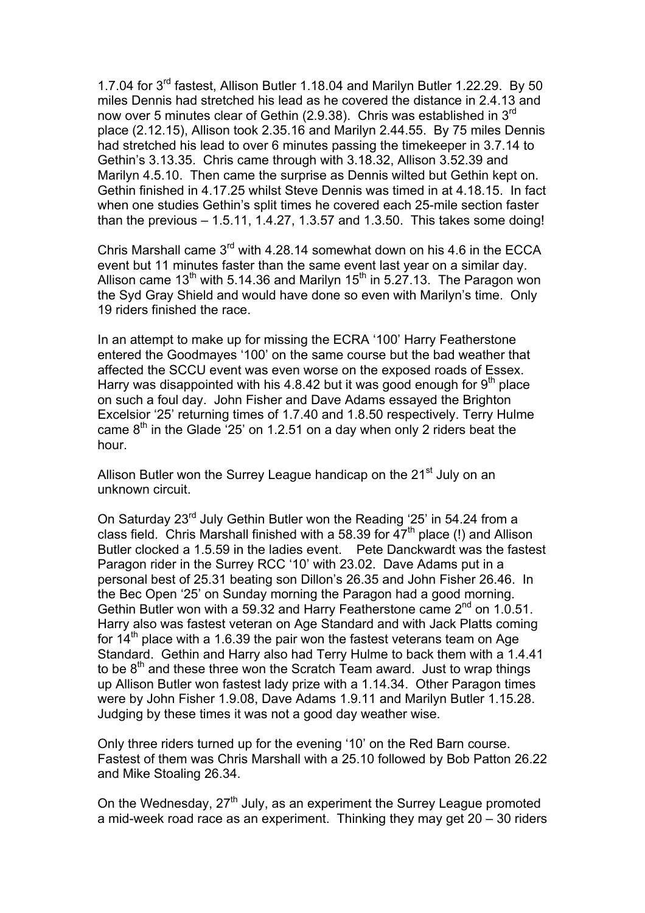1.7.04 for 3rd fastest, Allison Butler 1.18.04 and Marilyn Butler 1.22.29. By 50 miles Dennis had stretched his lead as he covered the distance in 2.4.13 and now over 5 minutes clear of Gethin (2.9.38). Chris was established in 3rd place (2.12.15), Allison took 2.35.16 and Marilyn 2.44.55. By 75 miles Dennis had stretched his lead to over 6 minutes passing the timekeeper in 3.7.14 to Gethin's 3.13.35. Chris came through with 3.18.32, Allison 3.52.39 and Marilyn 4.5.10. Then came the surprise as Dennis wilted but Gethin kept on. Gethin finished in 4.17.25 whilst Steve Dennis was timed in at 4.18.15. In fact when one studies Gethin's split times he covered each 25-mile section faster than the previous – 1.5.11, 1.4.27, 1.3.57 and 1.3.50. This takes some doing!

Chris Marshall came 3rd with 4.28.14 somewhat down on his 4.6 in the ECCA event but 11 minutes faster than the same event last year on a similar day. Allison came 13th with 5.14.36 and Marilyn 15th in 5.27.13. The Paragon won the Syd Gray Shield and would have done so even with Marilyn's time. Only 19 riders finished the race.

In an attempt to make up for missing the ECRA '100' Harry Featherstone entered the Goodmayes '100' on the same course but the bad weather that affected the SCCU event was even worse on the exposed roads of Essex. Harry was disappointed with his 4.8.42 but it was good enough for 9th place on such a foul day. John Fisher and Dave Adams essayed the Brighton Excelsior '25' returning times of 1.7.40 and 1.8.50 respectively. Terry Hulme came 8th in the Glade '25' on 1.2.51 on a day when only 2 riders beat the hour.

Allison Butler won the Surrey League handicap on the 21st July on an unknown circuit.

On Saturday 23rd July Gethin Butler won the Reading '25' in 54.24 from a class field. Chris Marshall finished with a 58.39 for 47th place (!) and Allison Butler clocked a 1.5.59 in the ladies event. Pete Danckwardt was the fastest Paragon rider in the Surrey RCC '10' with 23.02. Dave Adams put in a personal best of 25.31 beating son Dillon's 26.35 and John Fisher 26.46. In the Bec Open '25' on Sunday morning the Paragon had a good morning. Gethin Butler won with a 59.32 and Harry Featherstone came 2nd on 1.0.51. Harry also was fastest veteran on Age Standard and with Jack Platts coming for 14th place with a 1.6.39 the pair won the fastest veterans team on Age Standard. Gethin and Harry also had Terry Hulme to back them with a 1.4.41 to be 8th and these three won the Scratch Team award. Just to wrap things up Allison Butler won fastest lady prize with a 1.14.34. Other Paragon times were by John Fisher 1.9.08, Dave Adams 1.9.11 and Marilyn Butler 1.15.28. Judging by these times it was not a good day weather wise.

Only three riders turned up for the evening '10' on the Red Barn course. Fastest of them was Chris Marshall with a 25.10 followed by Bob Patton 26.22 and Mike Stoaling 26.34.

On the Wednesday, 27th July, as an experiment the Surrey League promoted a mid-week road race as an experiment. Thinking they may get 20 – 30 riders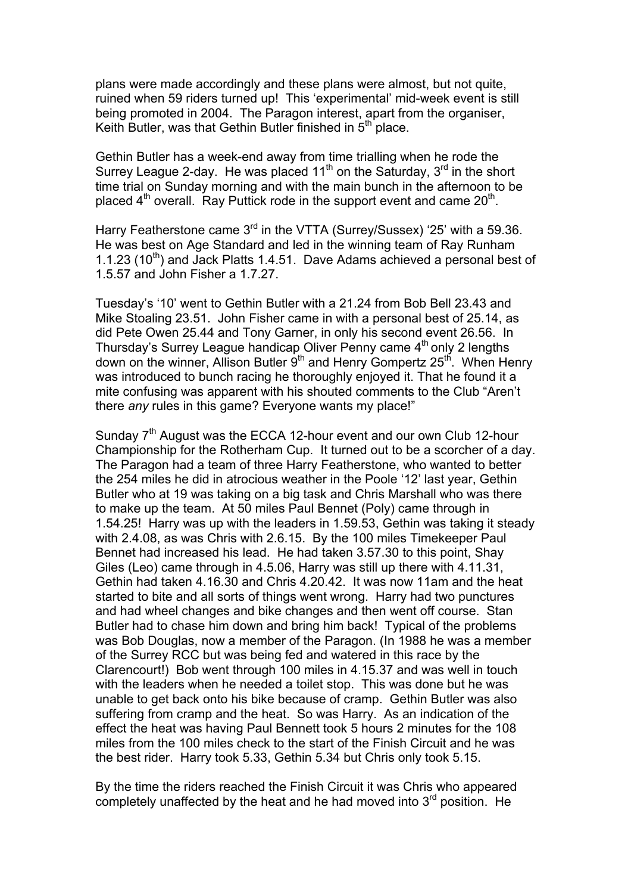plans were made accordingly and these plans were almost, but not quite, ruined when 59 riders turned up! This 'experimental' mid-week event is still being promoted in 2004. The Paragon interest, apart from the organiser, Keith Butler, was that Gethin Butler finished in 5th place.

Gethin Butler has a week-end away from time trialling when he rode the Surrey League 2-day. He was placed 11th on the Saturday, 3rd in the short time trial on Sunday morning and with the main bunch in the afternoon to be placed 4th overall. Ray Puttick rode in the support event and came 20th.

Harry Featherstone came 3rd in the VTTA (Surrey/Sussex) '25' with a 59.36. He was best on Age Standard and led in the winning team of Ray Runham 1.1.23 (10th) and Jack Platts 1.4.51. Dave Adams achieved a personal best of 1.5.57 and John Fisher a 1.7.27.

Tuesday's '10' went to Gethin Butler with a 21.24 from Bob Bell 23.43 and Mike Stoaling 23.51. John Fisher came in with a personal best of 25.14, as did Pete Owen 25.44 and Tony Garner, in only his second event 26.56. In Thursday's Surrey League handicap Oliver Penny came 4th only 2 lengths down on the winner, Allison Butler 9th and Henry Gompertz 25th. When Henry was introduced to bunch racing he thoroughly enjoyed it. That he found it a mite confusing was apparent with his shouted comments to the Club "Aren't there *any* rules in this game? Everyone wants my place!"

Sunday 7th August was the ECCA 12-hour event and our own Club 12-hour Championship for the Rotherham Cup. It turned out to be a scorcher of a day. The Paragon had a team of three Harry Featherstone, who wanted to better the 254 miles he did in atrocious weather in the Poole '12' last year, Gethin Butler who at 19 was taking on a big task and Chris Marshall who was there to make up the team. At 50 miles Paul Bennet (Poly) came through in 1.54.25! Harry was up with the leaders in 1.59.53, Gethin was taking it steady with 2.4.08, as was Chris with 2.6.15. By the 100 miles Timekeeper Paul Bennet had increased his lead. He had taken 3.57.30 to this point, Shay Giles (Leo) came through in 4.5.06, Harry was still up there with 4.11.31, Gethin had taken 4.16.30 and Chris 4.20.42. It was now 11am and the heat started to bite and all sorts of things went wrong. Harry had two punctures and had wheel changes and bike changes and then went off course. Stan Butler had to chase him down and bring him back! Typical of the problems was Bob Douglas, now a member of the Paragon. (In 1988 he was a member of the Surrey RCC but was being fed and watered in this race by the Clarencourt!) Bob went through 100 miles in 4.15.37 and was well in touch with the leaders when he needed a toilet stop. This was done but he was unable to get back onto his bike because of cramp. Gethin Butler was also suffering from cramp and the heat. So was Harry. As an indication of the effect the heat was having Paul Bennett took 5 hours 2 minutes for the 108 miles from the 100 miles check to the start of the Finish Circuit and he was the best rider. Harry took 5.33, Gethin 5.34 but Chris only took 5.15.

By the time the riders reached the Finish Circuit it was Chris who appeared completely unaffected by the heat and he had moved into 3rd position. He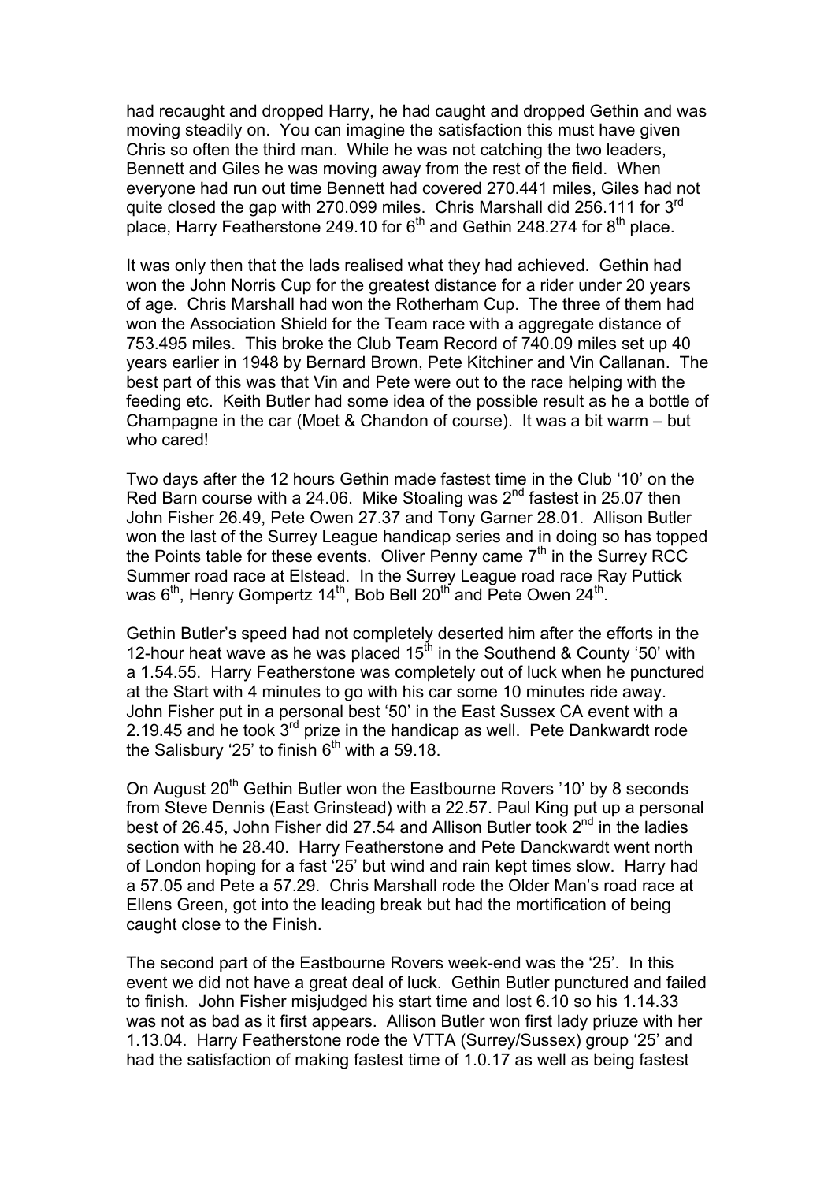had recaught and dropped Harry, he had caught and dropped Gethin and was moving steadily on. You can imagine the satisfaction this must have given Chris so often the third man. While he was not catching the two leaders, Bennett and Giles he was moving away from the rest of the field. When everyone had run out time Bennett had covered 270.441 miles, Giles had not quite closed the gap with 270.099 miles. Chris Marshall did 256.111 for 3rd place, Harry Featherstone 249.10 for 6th and Gethin 248.274 for 8th place.

It was only then that the lads realised what they had achieved. Gethin had won the John Norris Cup for the greatest distance for a rider under 20 years of age. Chris Marshall had won the Rotherham Cup. The three of them had won the Association Shield for the Team race with a aggregate distance of 753.495 miles. This broke the Club Team Record of 740.09 miles set up 40 years earlier in 1948 by Bernard Brown, Pete Kitchiner and Vin Callanan. The best part of this was that Vin and Pete were out to the race helping with the feeding etc. Keith Butler had some idea of the possible result as he a bottle of Champagne in the car (Moet & Chandon of course). It was a bit warm – but who cared!

Two days after the 12 hours Gethin made fastest time in the Club '10' on the Red Barn course with a 24.06. Mike Stoaling was 2nd fastest in 25.07 then John Fisher 26.49, Pete Owen 27.37 and Tony Garner 28.01. Allison Butler won the last of the Surrey League handicap series and in doing so has topped the Points table for these events. Oliver Penny came 7th in the Surrey RCC Summer road race at Elstead. In the Surrey League road race Ray Puttick was 6th, Henry Gompertz 14th, Bob Bell 20th and Pete Owen 24th.

Gethin Butler's speed had not completely deserted him after the efforts in the 12-hour heat wave as he was placed 15th in the Southend & County '50' with a 1.54.55. Harry Featherstone was completely out of luck when he punctured at the Start with 4 minutes to go with his car some 10 minutes ride away. John Fisher put in a personal best '50' in the East Sussex CA event with a 2.19.45 and he took 3rd prize in the handicap as well. Pete Dankwardt rode the Salisbury '25' to finish 6th with a 59.18.

On August 20th Gethin Butler won the Eastbourne Rovers '10' by 8 seconds from Steve Dennis (East Grinstead) with a 22.57. Paul King put up a personal best of 26.45, John Fisher did 27.54 and Allison Butler took 2nd in the ladies section with he 28.40. Harry Featherstone and Pete Danckwardt went north of London hoping for a fast '25' but wind and rain kept times slow. Harry had a 57.05 and Pete a 57.29. Chris Marshall rode the Older Man's road race at Ellens Green, got into the leading break but had the mortification of being caught close to the Finish.

The second part of the Eastbourne Rovers week-end was the '25'. In this event we did not have a great deal of luck. Gethin Butler punctured and failed to finish. John Fisher misjudged his start time and lost 6.10 so his 1.14.33 was not as bad as it first appears. Allison Butler won first lady priuze with her 1.13.04. Harry Featherstone rode the VTTA (Surrey/Sussex) group '25' and had the satisfaction of making fastest time of 1.0.17 as well as being fastest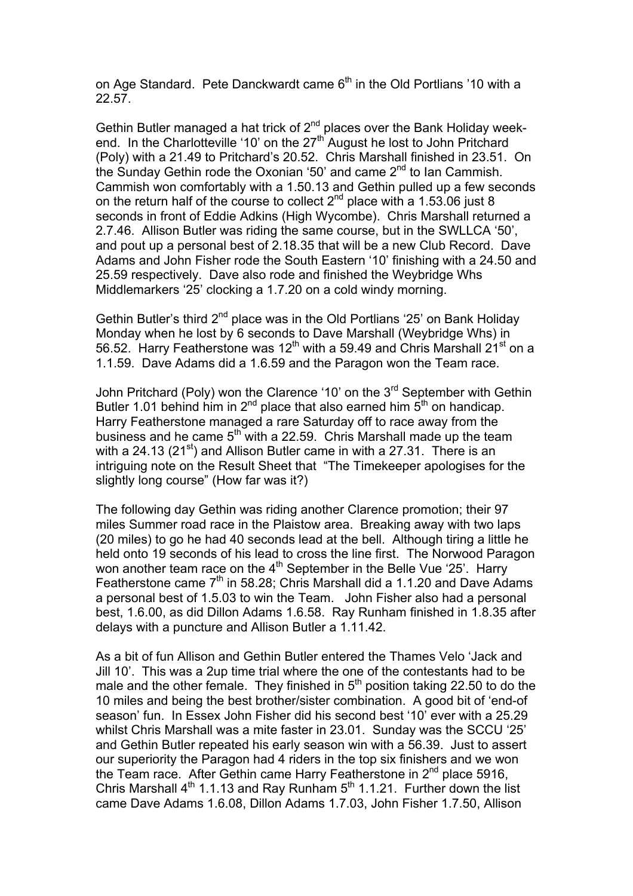on Age Standard. Pete Danckwardt came 6th in the Old Portlians '10 with a 22.57.

Gethin Butler managed a hat trick of 2nd places over the Bank Holiday week-end. In the Charlotteville '10' on the 27th August he lost to John Pritchard (Poly) with a 21.49 to Pritchard's 20.52. Chris Marshall finished in 23.51. On the Sunday Gethin rode the Oxonian '50' and came 2nd to Ian Cammish. Cammish won comfortably with a 1.50.13 and Gethin pulled up a few seconds on the return half of the course to collect 2nd place with a 1.53.06 just 8 seconds in front of Eddie Adkins (High Wycombe). Chris Marshall returned a 2.7.46. Allison Butler was riding the same course, but in the SWLLCA '50', and pout up a personal best of 2.18.35 that will be a new Club Record. Dave Adams and John Fisher rode the South Eastern '10' finishing with a 24.50 and 25.59 respectively. Dave also rode and finished the Weybridge Whs Middlemarkers '25' clocking a 1.7.20 on a cold windy morning.

Gethin Butler's third 2nd place was in the Old Portlians '25' on Bank Holiday Monday when he lost by 6 seconds to Dave Marshall (Weybridge Whs) in 56.52. Harry Featherstone was 12th with a 59.49 and Chris Marshall 21st on a 1.1.59. Dave Adams did a 1.6.59 and the Paragon won the Team race.

John Pritchard (Poly) won the Clarence '10' on the 3rd September with Gethin Butler 1.01 behind him in 2nd place that also earned him 5th on handicap. Harry Featherstone managed a rare Saturday off to race away from the business and he came 5th with a 22.59. Chris Marshall made up the team with a 24.13 (21st) and Allison Butler came in with a 27.31. There is an intriguing note on the Result Sheet that "The Timekeeper apologises for the slightly long course" (How far was it?)

The following day Gethin was riding another Clarence promotion; their 97 miles Summer road race in the Plaistow area. Breaking away with two laps (20 miles) to go he had 40 seconds lead at the bell. Although tiring a little he held onto 19 seconds of his lead to cross the line first. The Norwood Paragon won another team race on the 4th September in the Belle Vue '25'. Harry Featherstone came 7th in 58.28; Chris Marshall did a 1.1.20 and Dave Adams a personal best of 1.5.03 to win the Team. John Fisher also had a personal best, 1.6.00, as did Dillon Adams 1.6.58. Ray Runham finished in 1.8.35 after delays with a puncture and Allison Butler a 1.11.42.

As a bit of fun Allison and Gethin Butler entered the Thames Velo 'Jack and Jill 10'. This was a 2up time trial where the one of the contestants had to be male and the other female. They finished in 5th position taking 22.50 to do the 10 miles and being the best brother/sister combination. A good bit of 'end-of season' fun. In Essex John Fisher did his second best '10' ever with a 25.29 whilst Chris Marshall was a mite faster in 23.01. Sunday was the SCCU '25' and Gethin Butler repeated his early season win with a 56.39. Just to assert our superiority the Paragon had 4 riders in the top six finishers and we won the Team race. After Gethin came Harry Featherstone in 2nd place 5916, Chris Marshall 4th 1.1.13 and Ray Runham 5th 1.1.21. Further down the list came Dave Adams 1.6.08, Dillon Adams 1.7.03, John Fisher 1.7.50, Allison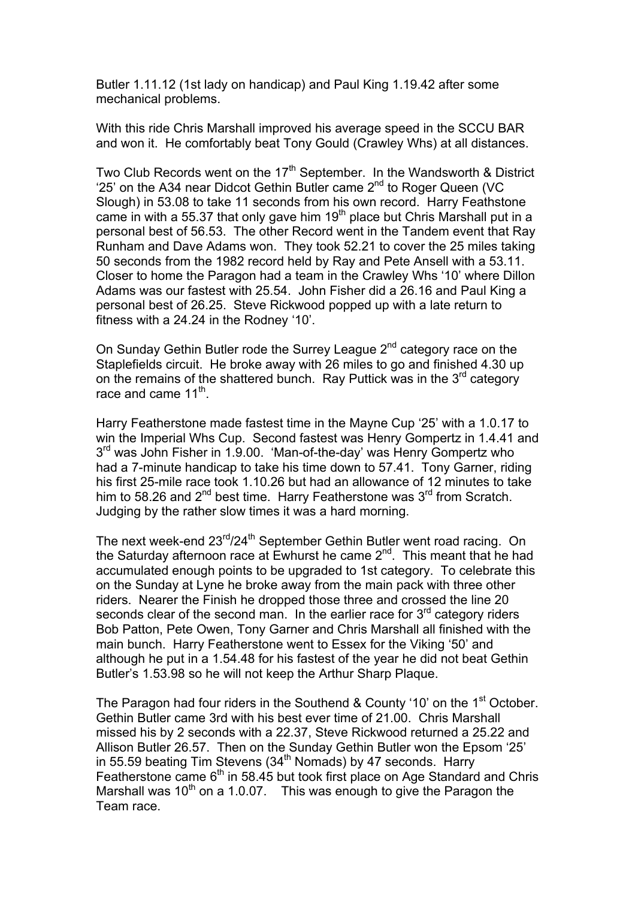Butler 1.11.12 (1st lady on handicap) and Paul King 1.19.42 after some mechanical problems.

With this ride Chris Marshall improved his average speed in the SCCU BAR and won it. He comfortably beat Tony Gould (Crawley Whs) at all distances.

Two Club Records went on the 17th September. In the Wandsworth & District '25' on the A34 near Didcot Gethin Butler came 2nd to Roger Queen (VC Slough) in 53.08 to take 11 seconds from his own record. Harry Feathstone came in with a 55.37 that only gave him 19th place but Chris Marshall put in a personal best of 56.53. The other Record went in the Tandem event that Ray Runham and Dave Adams won. They took 52.21 to cover the 25 miles taking 50 seconds from the 1982 record held by Ray and Pete Ansell with a 53.11. Closer to home the Paragon had a team in the Crawley Whs '10' where Dillon Adams was our fastest with 25.54. John Fisher did a 26.16 and Paul King a personal best of 26.25. Steve Rickwood popped up with a late return to fitness with a 24.24 in the Rodney '10'.

On Sunday Gethin Butler rode the Surrey League 2nd category race on the Staplefields circuit. He broke away with 26 miles to go and finished 4.30 up on the remains of the shattered bunch. Ray Puttick was in the 3rd category race and came 11th.

Harry Featherstone made fastest time in the Mayne Cup '25' with a 1.0.17 to win the Imperial Whs Cup. Second fastest was Henry Gompertz in 1.4.41 and 3rd was John Fisher in 1.9.00. 'Man-of-the-day' was Henry Gompertz who had a 7-minute handicap to take his time down to 57.41. Tony Garner, riding his first 25-mile race took 1.10.26 but had an allowance of 12 minutes to take him to 58.26 and 2nd best time. Harry Featherstone was 3rd from Scratch. Judging by the rather slow times it was a hard morning.

The next week-end 23rd/24th September Gethin Butler went road racing. On the Saturday afternoon race at Ewhurst he came 2nd. This meant that he had accumulated enough points to be upgraded to 1st category. To celebrate this on the Sunday at Lyne he broke away from the main pack with three other riders. Nearer the Finish he dropped those three and crossed the line 20 seconds clear of the second man. In the earlier race for 3rd category riders Bob Patton, Pete Owen, Tony Garner and Chris Marshall all finished with the main bunch. Harry Featherstone went to Essex for the Viking '50' and although he put in a 1.54.48 for his fastest of the year he did not beat Gethin Butler's 1.53.98 so he will not keep the Arthur Sharp Plaque.

The Paragon had four riders in the Southend & County '10' on the 1st October. Gethin Butler came 3rd with his best ever time of 21.00. Chris Marshall missed his by 2 seconds with a 22.37, Steve Rickwood returned a 25.22 and Allison Butler 26.57. Then on the Sunday Gethin Butler won the Epsom '25' in 55.59 beating Tim Stevens (34th Nomads) by 47 seconds. Harry Featherstone came 6th in 58.45 but took first place on Age Standard and Chris Marshall was 10th on a 1.0.07. This was enough to give the Paragon the Team race.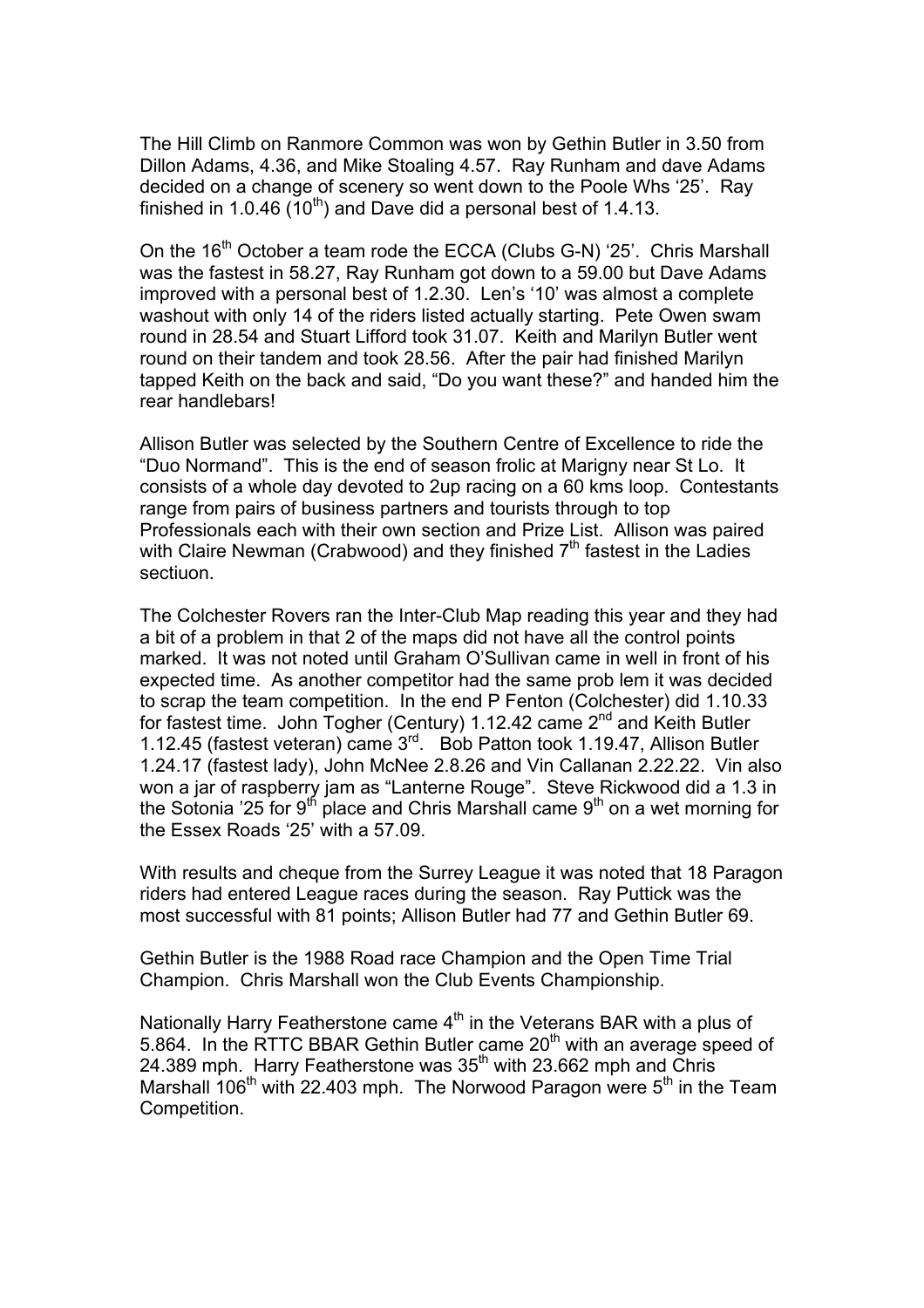The Hill Climb on Ranmore Common was won by Gethin Butler in 3.50 from Dillon Adams, 4.36, and Mike Stoaling 4.57. Ray Runham and dave Adams decided on a change of scenery so went down to the Poole Whs '25'. Ray finished in 1.0.46 (10th) and Dave did a personal best of 1.4.13.

On the 16th October a team rode the ECCA (Clubs G-N) '25'. Chris Marshall was the fastest in 58.27, Ray Runham got down to a 59.00 but Dave Adams improved with a personal best of 1.2.30. Len's '10' was almost a complete washout with only 14 of the riders listed actually starting. Pete Owen swam round in 28.54 and Stuart Lifford took 31.07. Keith and Marilyn Butler went round on their tandem and took 28.56. After the pair had finished Marilyn tapped Keith on the back and said, "Do you want these?" and handed him the rear handlebars!

Allison Butler was selected by the Southern Centre of Excellence to ride the "Duo Normand". This is the end of season frolic at Marigny near St Lo. It consists of a whole day devoted to 2up racing on a 60 kms loop. Contestants range from pairs of business partners and tourists through to top Professionals each with their own section and Prize List. Allison was paired with Claire Newman (Crabwood) and they finished 7th fastest in the Ladies sectiuon.

The Colchester Rovers ran the Inter-Club Map reading this year and they had a bit of a problem in that 2 of the maps did not have all the control points marked. It was not noted until Graham O'Sullivan came in well in front of his expected time. As another competitor had the same prob lem it was decided to scrap the team competition. In the end P Fenton (Colchester) did 1.10.33 for fastest time. John Togher (Century) 1.12.42 came 2nd and Keith Butler 1.12.45 (fastest veteran) came 3rd. Bob Patton took 1.19.47, Allison Butler 1.24.17 (fastest lady), John McNee 2.8.26 and Vin Callanan 2.22.22. Vin also won a jar of raspberry jam as "Lanterne Rouge". Steve Rickwood did a 1.3 in the Sotonia '25 for 9th place and Chris Marshall came 9th on a wet morning for the Essex Roads '25' with a 57.09.

With results and cheque from the Surrey League it was noted that 18 Paragon riders had entered League races during the season. Ray Puttick was the most successful with 81 points; Allison Butler had 77 and Gethin Butler 69.

Gethin Butler is the 1988 Road race Champion and the Open Time Trial Champion. Chris Marshall won the Club Events Championship.

Nationally Harry Featherstone came 4th in the Veterans BAR with a plus of 5.864. In the RTTC BBAR Gethin Butler came 20th with an average speed of 24.389 mph. Harry Featherstone was 35th with 23.662 mph and Chris Marshall 106th with 22.403 mph. The Norwood Paragon were 5th in the Team Competition.